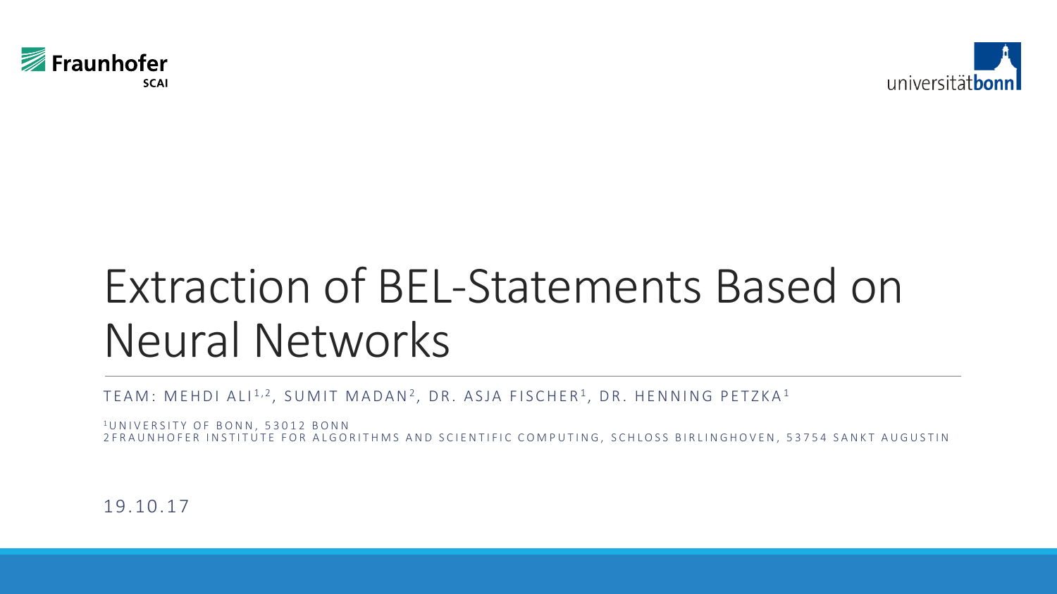# Extraction of BEL-Statements Based on Neural Networks

TEAM: MEHDI ALI[1,2], SUMIT MADAN[2], DR. ASJA FISCHER[1], DR. HENNING PETZKA[1]

[1]UNIVERSITY OF BONN, 53012 BONN
2FRAUNHOFER INSTITUTE FOR ALGORITHMS AND SCIENTIFIC COMPUTING, SCHLOSS BIRLINGHOVEN, 53754 SANKT AUGUSTIN

19.10.17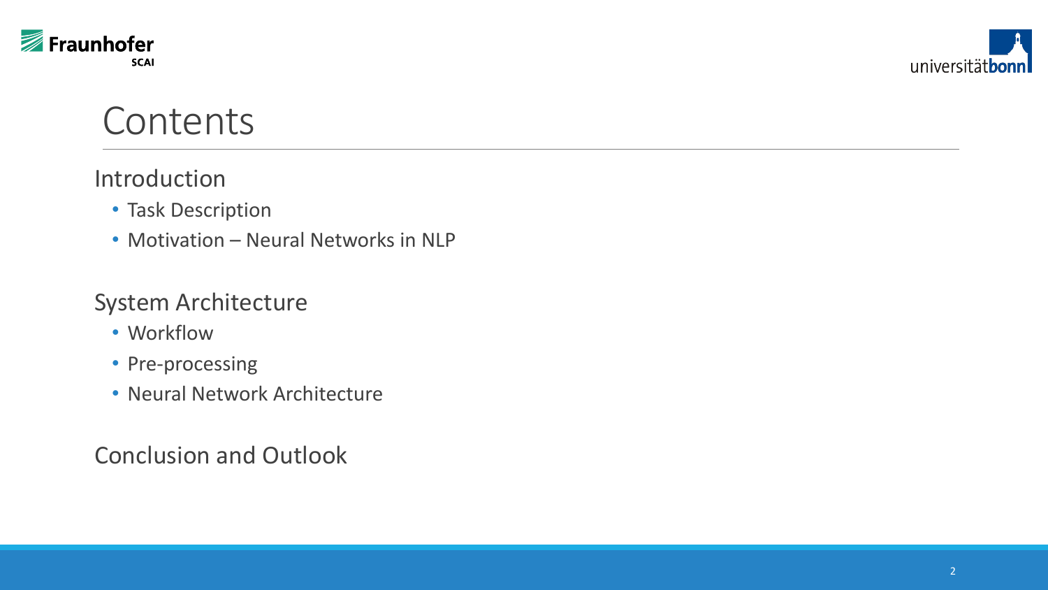# Contents

## Introduction

- Task Description
- Motivation – Neural Networks in NLP

## System Architecture

- Workflow
- Pre-processing
- Neural Network Architecture

## Conclusion and Outlook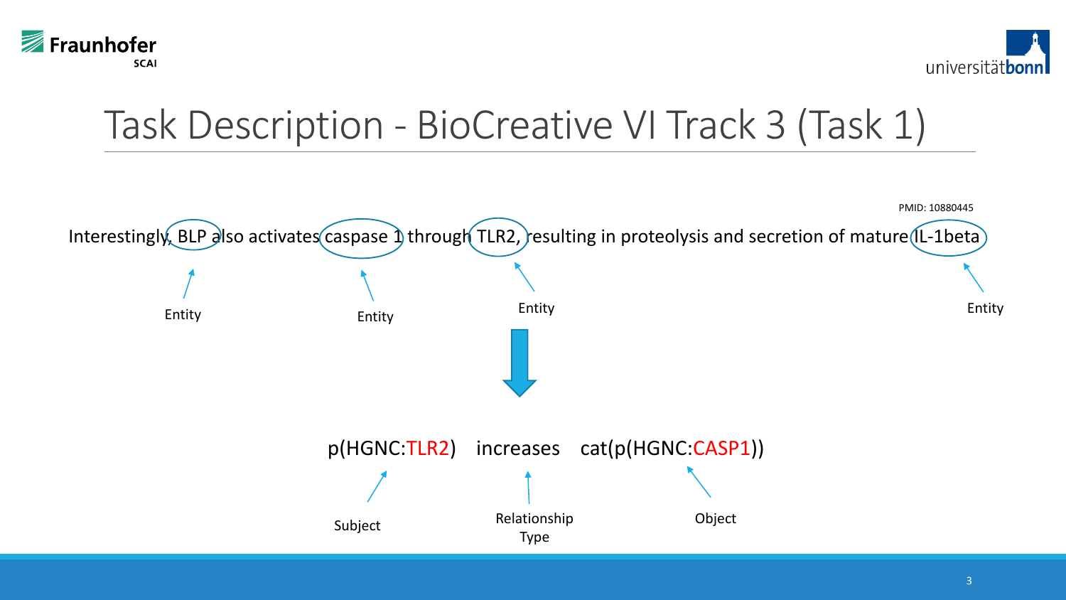# Task Description - BioCreative VI Track 3 (Task 1)

PMID: 10880445

Interestingly, BLP also activates caspase 1 through TLR2, resulting in proteolysis and secretion of mature IL-1beta

- BLP → Entity
- caspase 1 → Entity
- TLR2 → Entity
- IL-1beta → Entity

↓

p(HGNC:TLR2) increases cat(p(HGNC:CASP1))

- p(HGNC:TLR2) → Subject
- increases → Relationship Type
- cat(p(HGNC:CASP1)) → Object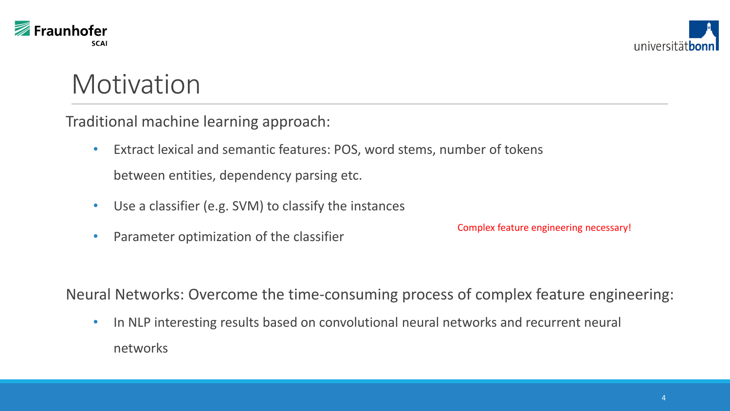# Motivation

Traditional machine learning approach:

- Extract lexical and semantic features: POS, word stems, number of tokens between entities, dependency parsing etc.
- Use a classifier (e.g. SVM) to classify the instances
- Parameter optimization of the classifier

Complex feature engineering necessary!

Neural Networks: Overcome the time-consuming process of complex feature engineering:

- In NLP interesting results based on convolutional neural networks and recurrent neural networks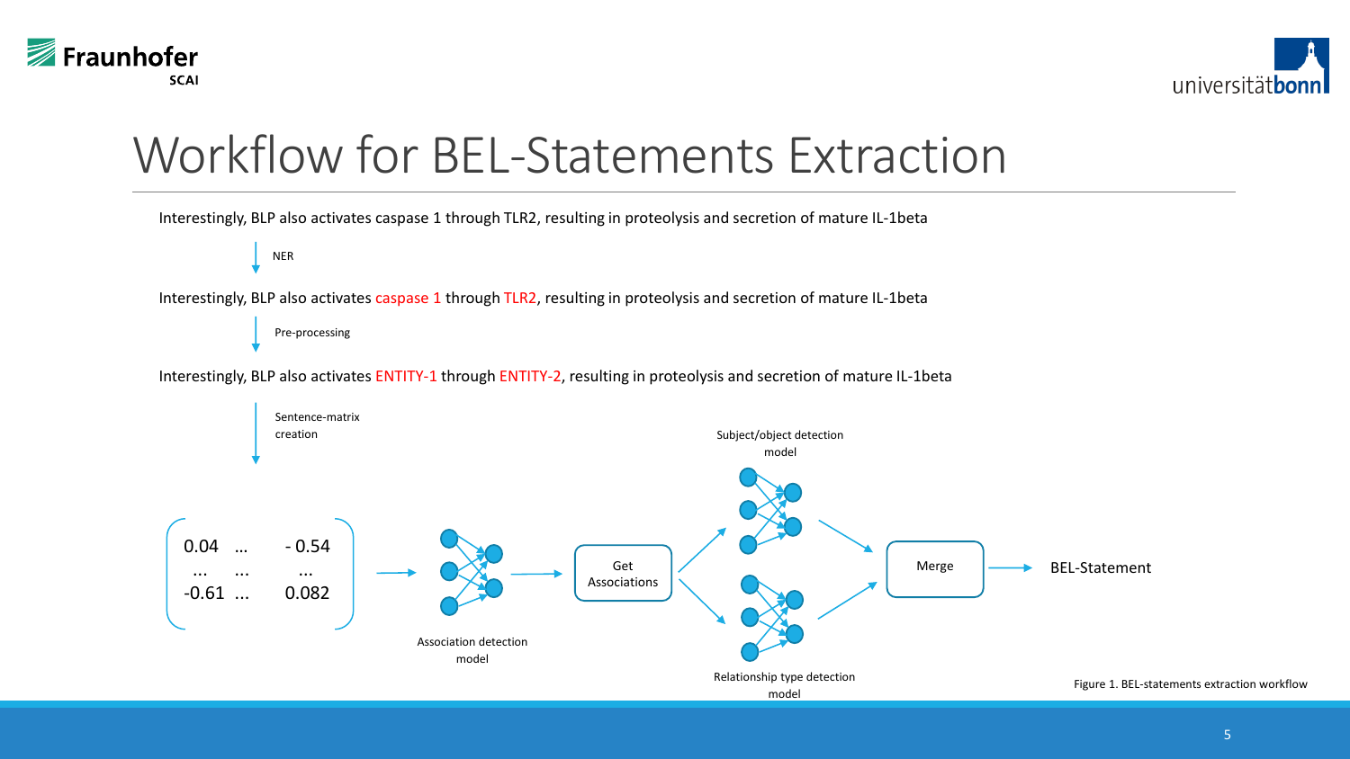# Workflow for BEL-Statements Extraction

Interestingly, BLP also activates caspase 1 through TLR2, resulting in proteolysis and secretion of mature IL-1beta

↓ NER

Interestingly, BLP also activates caspase 1 through TLR2, resulting in proteolysis and secretion of mature IL-1beta

↓ Pre-processing

Interestingly, BLP also activates ENTITY-1 through ENTITY-2, resulting in proteolysis and secretion of mature IL-1beta

↓ Sentence-matrix creation

$$\begin{pmatrix} 0.04 & \dots & -0.54 \\ \dots & \dots & \dots \\ -0.61 & \dots & 0.082 \end{pmatrix}$$

→ Association detection model → Get Associations → Subject/object detection model / Relationship type detection model → Merge → BEL-Statement

Figure 1. BEL-statements extraction workflow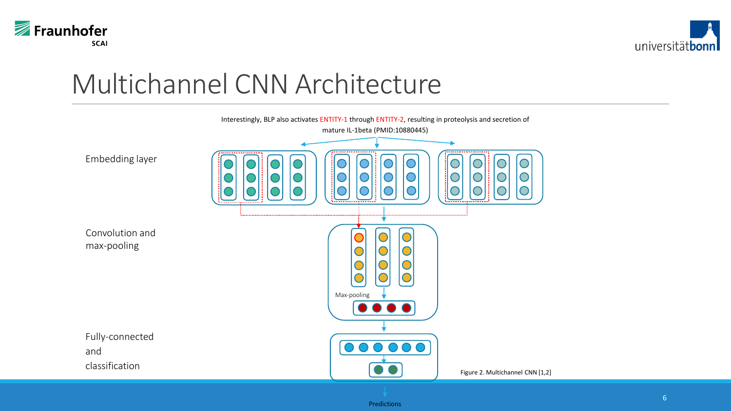# Multichannel CNN Architecture

Interestingly, BLP also activates ENTITY-1 through ENTITY-2, resulting in proteolysis and secretion of mature IL-1beta (PMID:10880445)

Embedding layer

Convolution and max-pooling

Max-pooling

Fully-connected and classification

Predictions

Figure 2. Multichannel CNN [1,2]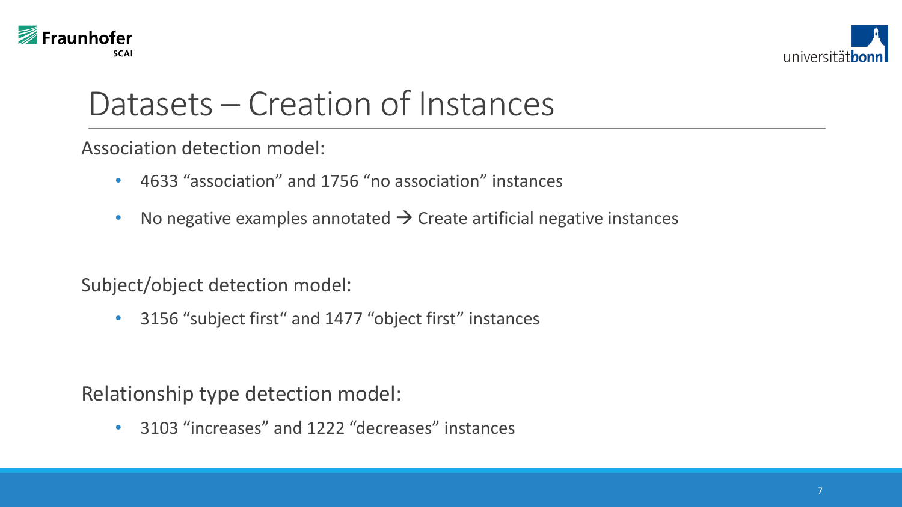# Datasets – Creation of Instances

Association detection model:

- 4633 “association” and 1756 “no association” instances
- No negative examples annotated → Create artificial negative instances

Subject/object detection model:

- 3156 “subject first“ and 1477 “object first” instances

Relationship type detection model:

- 3103 “increases” and 1222 “decreases” instances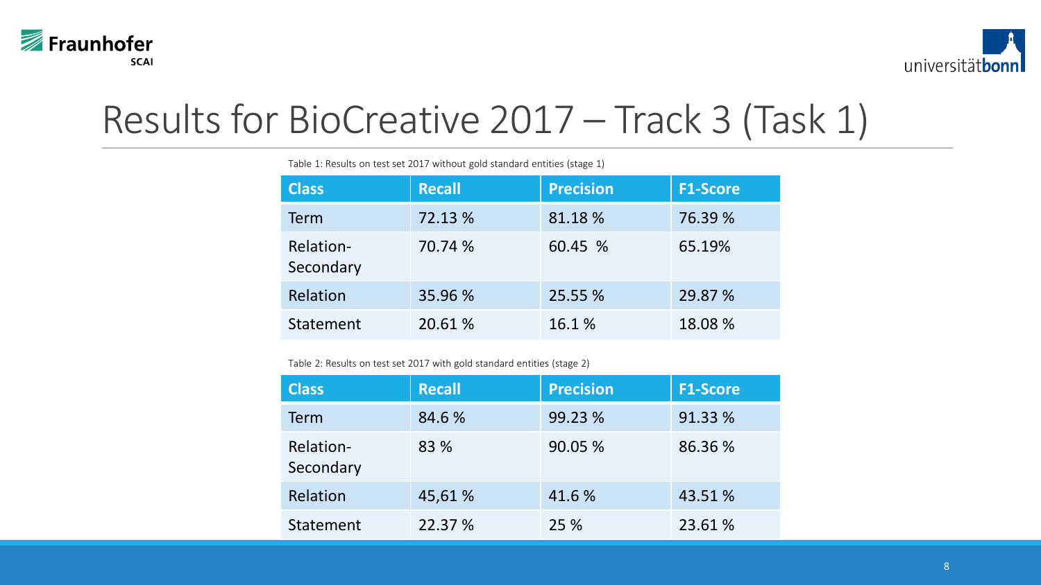# Results for BioCreative 2017 – Track 3 (Task 1)

Table 1: Results on test set 2017 without gold standard entities (stage 1)

| Class | Recall | Precision | F1-Score |
|---|---|---|---|
| Term | 72.13 % | 81.18 % | 76.39 % |
| Relation-Secondary | 70.74 % | 60.45 % | 65.19% |
| Relation | 35.96 % | 25.55 % | 29.87 % |
| Statement | 20.61 % | 16.1 % | 18.08 % |

Table 2: Results on test set 2017 with gold standard entities (stage 2)

| Class | Recall | Precision | F1-Score |
|---|---|---|---|
| Term | 84.6 % | 99.23 % | 91.33 % |
| Relation-Secondary | 83 % | 90.05 % | 86.36 % |
| Relation | 45,61 % | 41.6 % | 43.51 % |
| Statement | 22.37 % | 25 % | 23.61 % |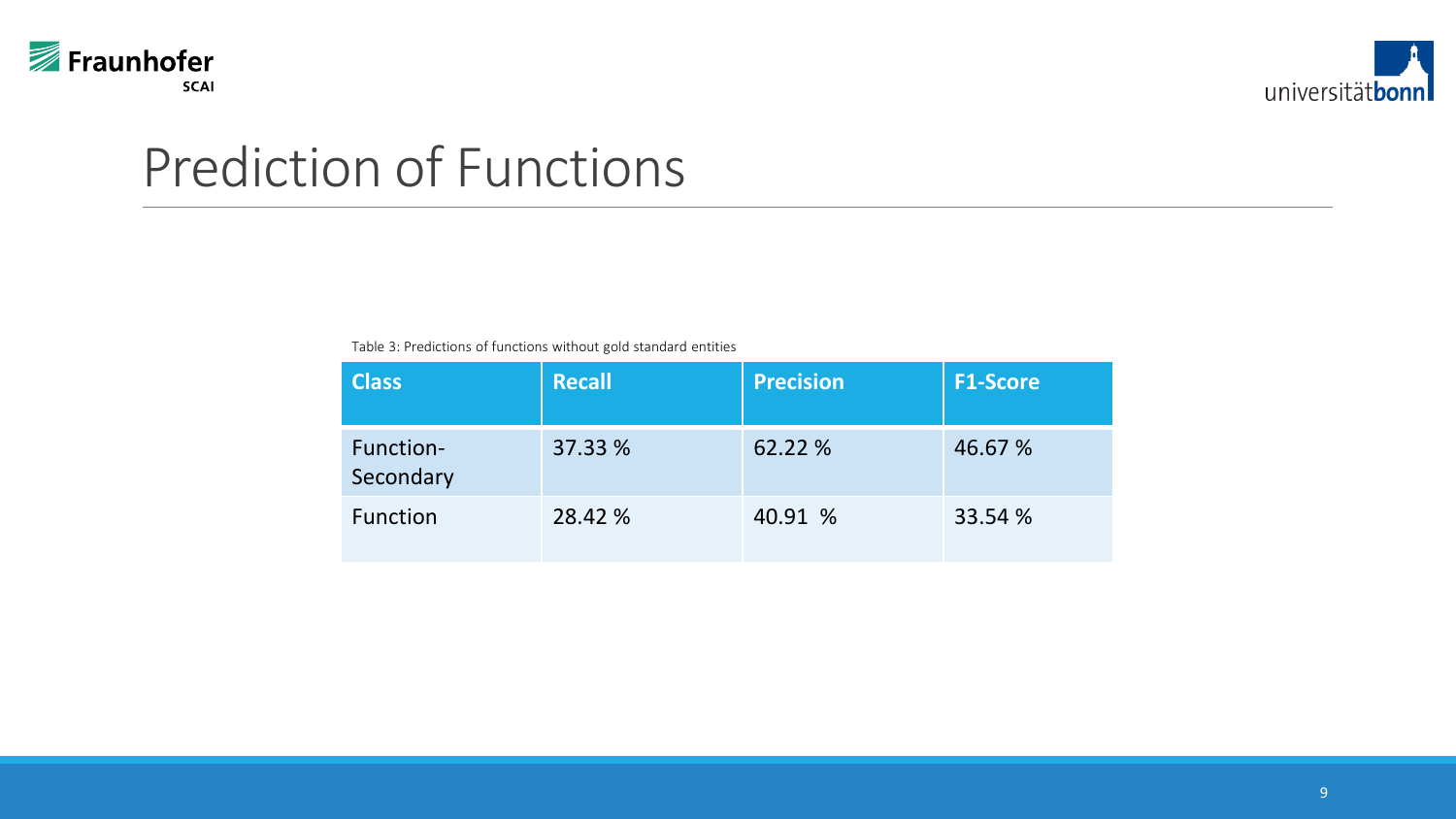# Prediction of Functions

Table 3: Predictions of functions without gold standard entities

| Class | Recall | Precision | F1-Score |
|---|---|---|---|
| Function-Secondary | 37.33 % | 62.22 % | 46.67 % |
| Function | 28.42 % | 40.91 % | 33.54 % |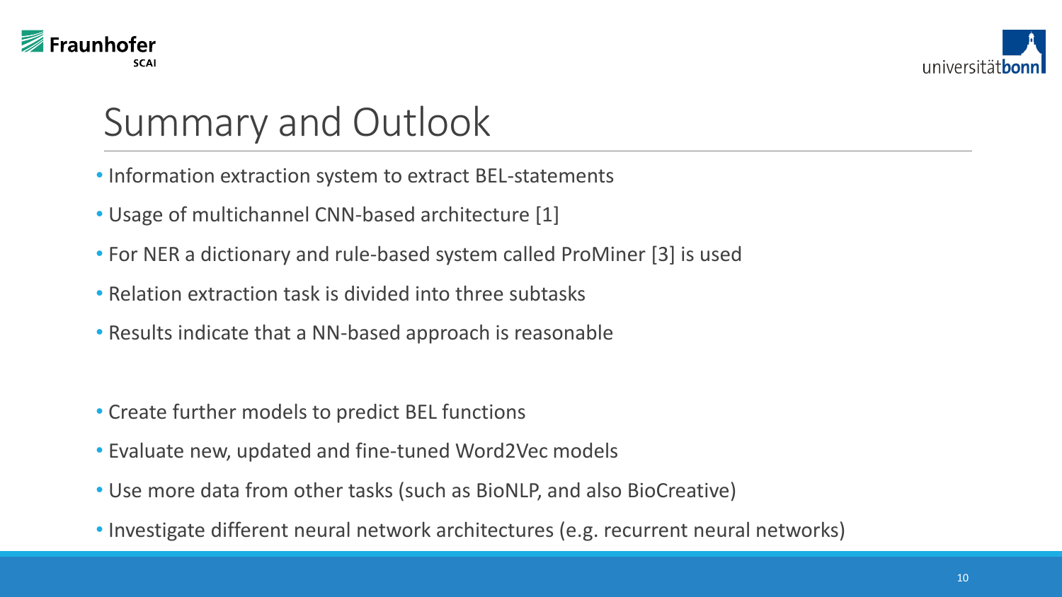# Summary and Outlook

- Information extraction system to extract BEL-statements
- Usage of multichannel CNN-based architecture [1]
- For NER a dictionary and rule-based system called ProMiner [3] is used
- Relation extraction task is divided into three subtasks
- Results indicate that a NN-based approach is reasonable

- Create further models to predict BEL functions
- Evaluate new, updated and fine-tuned Word2Vec models
- Use more data from other tasks (such as BioNLP, and also BioCreative)
- Investigate different neural network architectures (e.g. recurrent neural networks)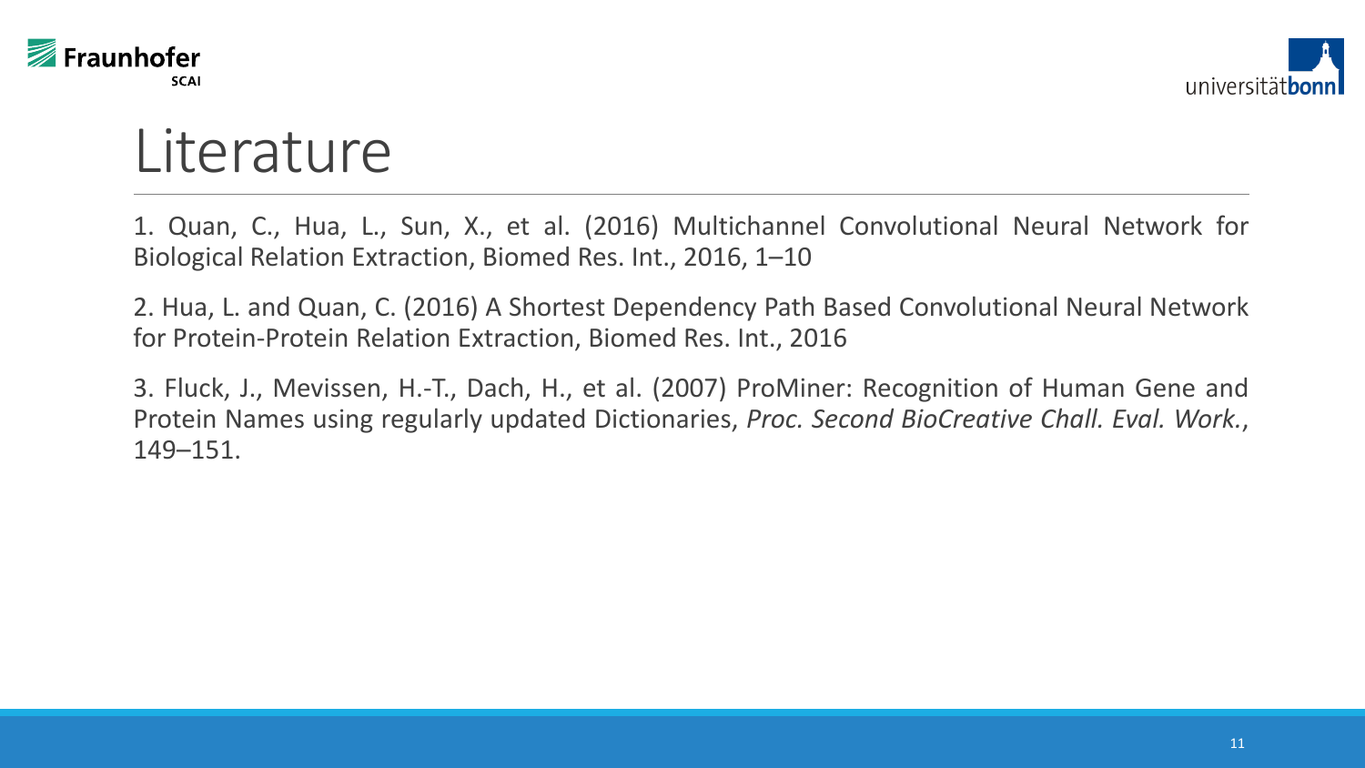# Literature

1. Quan, C., Hua, L., Sun, X., et al. (2016) Multichannel Convolutional Neural Network for Biological Relation Extraction, Biomed Res. Int., 2016, 1–10

2. Hua, L. and Quan, C. (2016) A Shortest Dependency Path Based Convolutional Neural Network for Protein-Protein Relation Extraction, Biomed Res. Int., 2016

3. Fluck, J., Mevissen, H.-T., Dach, H., et al. (2007) ProMiner: Recognition of Human Gene and Protein Names using regularly updated Dictionaries, *Proc. Second BioCreative Chall. Eval. Work.*, 149–151.